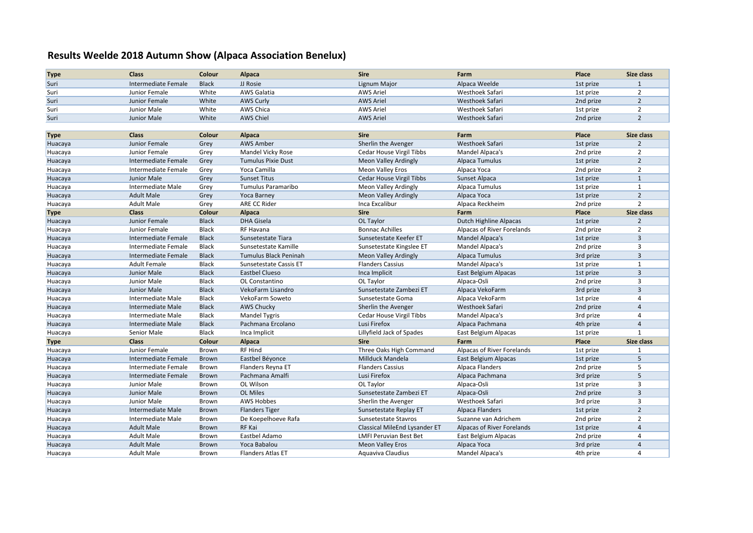# Results Weelde 2018 Autumn Show (Alpaca Association Benelux)

| Type | Class | Colour | Alpaca | Sire | Farm | Place | Size class |
|---|---|---|---|---|---|---|---|
| Suri | Intermediate Female | Black | JJ Rosie | Lignum Major | Alpaca Weelde | 1st prize | 1 |
| Suri | Junior Female | White | AWS Galatia | AWS Ariel | Westhoek Safari | 1st prize | 2 |
| Suri | Junior Female | White | AWS Curly | AWS Ariel | Westhoek Safari | 2nd prize | 2 |
| Suri | Junior Male | White | AWS Chica | AWS Ariel | Westhoek Safari | 1st prize | 2 |
| Suri | Junior Male | White | AWS Chiel | AWS Ariel | Westhoek Safari | 2nd prize | 2 |

| Type | Class | Colour | Alpaca | Sire | Farm | Place | Size class |
|---|---|---|---|---|---|---|---|
| Huacaya | Junior Female | Grey | AWS Amber | Sherlin the Avenger | Westhoek Safari | 1st prize | 2 |
| Huacaya | Junior Female | Grey | Mandel Vicky Rose | Cedar House Virgil Tibbs | Mandel Alpaca's | 2nd prize | 2 |
| Huacaya | Intermediate Female | Grey | Tumulus Pixie Dust | Meon Valley Ardingly | Alpaca Tumulus | 1st prize | 2 |
| Huacaya | Intermediate Female | Grey | Yoca Camilla | Meon Valley Eros | Alpaca Yoca | 2nd prize | 2 |
| Huacaya | Junior Male | Grey | Sunset Titus | Cedar House Virgil Tibbs | Sunset Alpaca | 1st prize | 1 |
| Huacaya | Intermediate Male | Grey | Tumulus Paramaribo | Meon Valley Ardingly | Alpaca Tumulus | 1st prize | 1 |
| Huacaya | Adult Male | Grey | Yoca Barney | Meon Valley Ardingly | Alpaca Yoca | 1st prize | 2 |
| Huacaya | Adult Male | Grey | ARE CC Rider | Inca Excalibur | Alpaca Reckheim | 2nd prize | 2 |
| **Type** | **Class** | **Colour** | **Alpaca** | **Sire** | **Farm** | **Place** | **Size class** |
| Huacaya | Junior Female | Black | DHA Gisela | OL Taylor | Dutch Highline Alpacas | 1st prize | 2 |
| Huacaya | Junior Female | Black | RF Havana | Bonnac Achilles | Alpacas of River Forelands | 2nd prize | 2 |
| Huacaya | Intermediate Female | Black | Sunsetestate Tiara | Sunsetestate Keefer ET | Mandel Alpaca's | 1st prize | 3 |
| Huacaya | Intermediate Female | Black | Sunsetestate Kamille | Sunsetestate Kingslee ET | Mandel Alpaca's | 2nd prize | 3 |
| Huacaya | Intermediate Female | Black | Tumulus Black Peninah | Meon Valley Ardingly | Alpaca Tumulus | 3rd prize | 3 |
| Huacaya | Adult Female | Black | Sunsetestate Cassis ET | Flanders Cassius | Mandel Alpaca's | 1st prize | 1 |
| Huacaya | Junior Male | Black | Eastbel Clueso | Inca Implicit | East Belgium Alpacas | 1st prize | 3 |
| Huacaya | Junior Male | Black | OL Constantino | OL Taylor | Alpaca-Osli | 2nd prize | 3 |
| Huacaya | Junior Male | Black | VekoFarm Lisandro | Sunsetestate Zambezi ET | Alpaca VekoFarm | 3rd prize | 3 |
| Huacaya | Intermediate Male | Black | VekoFarm Soweto | Sunsetestate Goma | Alpaca VekoFarm | 1st prize | 4 |
| Huacaya | Intermediate Male | Black | AWS Chucky | Sherlin the Avenger | Westhoek Safari | 2nd prize | 4 |
| Huacaya | Intermediate Male | Black | Mandel Tygris | Cedar House Virgil Tibbs | Mandel Alpaca's | 3rd prize | 4 |
| Huacaya | Intermediate Male | Black | Pachmana Ercolano | Lusi Firefox | Alpaca Pachmana | 4th prize | 4 |
| Huacaya | Senior Male | Black | Inca Implicit | Lillyfield Jack of Spades | East Belgium Alpacas | 1st prize | 1 |
| **Type** | **Class** | **Colour** | **Alpaca** | **Sire** | **Farm** | **Place** | **Size class** |
| Huacaya | Junior Female | Brown | RF Hind | Three Oaks High Command | Alpacas of River Forelands | 1st prize | 1 |
| Huacaya | Intermediate Female | Brown | Eastbel Béyonce | Millduck Mandela | East Belgium Alpacas | 1st prize | 5 |
| Huacaya | Intermediate Female | Brown | Flanders Reyna ET | Flanders Cassius | Alpaca Flanders | 2nd prize | 5 |
| Huacaya | Intermediate Female | Brown | Pachmana Amalfi | Lusi Firefox | Alpaca Pachmana | 3rd prize | 5 |
| Huacaya | Junior Male | Brown | OL Wilson | OL Taylor | Alpaca-Osli | 1st prize | 3 |
| Huacaya | Junior Male | Brown | OL Miles | Sunsetestate Zambezi ET | Alpaca-Osli | 2nd prize | 3 |
| Huacaya | Junior Male | Brown | AWS Hobbes | Sherlin the Avenger | Westhoek Safari | 3rd prize | 3 |
| Huacaya | Intermediate Male | Brown | Flanders Tiger | Sunsetestate Replay ET | Alpaca Flanders | 1st prize | 2 |
| Huacaya | Intermediate Male | Brown | De Koepelhoeve Rafa | Sunsetestate Stavros | Suzanne van Adrichem | 2nd prize | 2 |
| Huacaya | Adult Male | Brown | RF Kai | Classical MileEnd Lysander ET | Alpacas of River Forelands | 1st prize | 4 |
| Huacaya | Adult Male | Brown | Eastbel Adamo | LMFI Peruvian Best Bet | East Belgium Alpacas | 2nd prize | 4 |
| Huacaya | Adult Male | Brown | Yoca Babalou | Meon Valley Eros | Alpaca Yoca | 3rd prize | 4 |
| Huacaya | Adult Male | Brown | Flanders Atlas ET | Aquaviva Claudius | Mandel Alpaca's | 4th prize | 4 |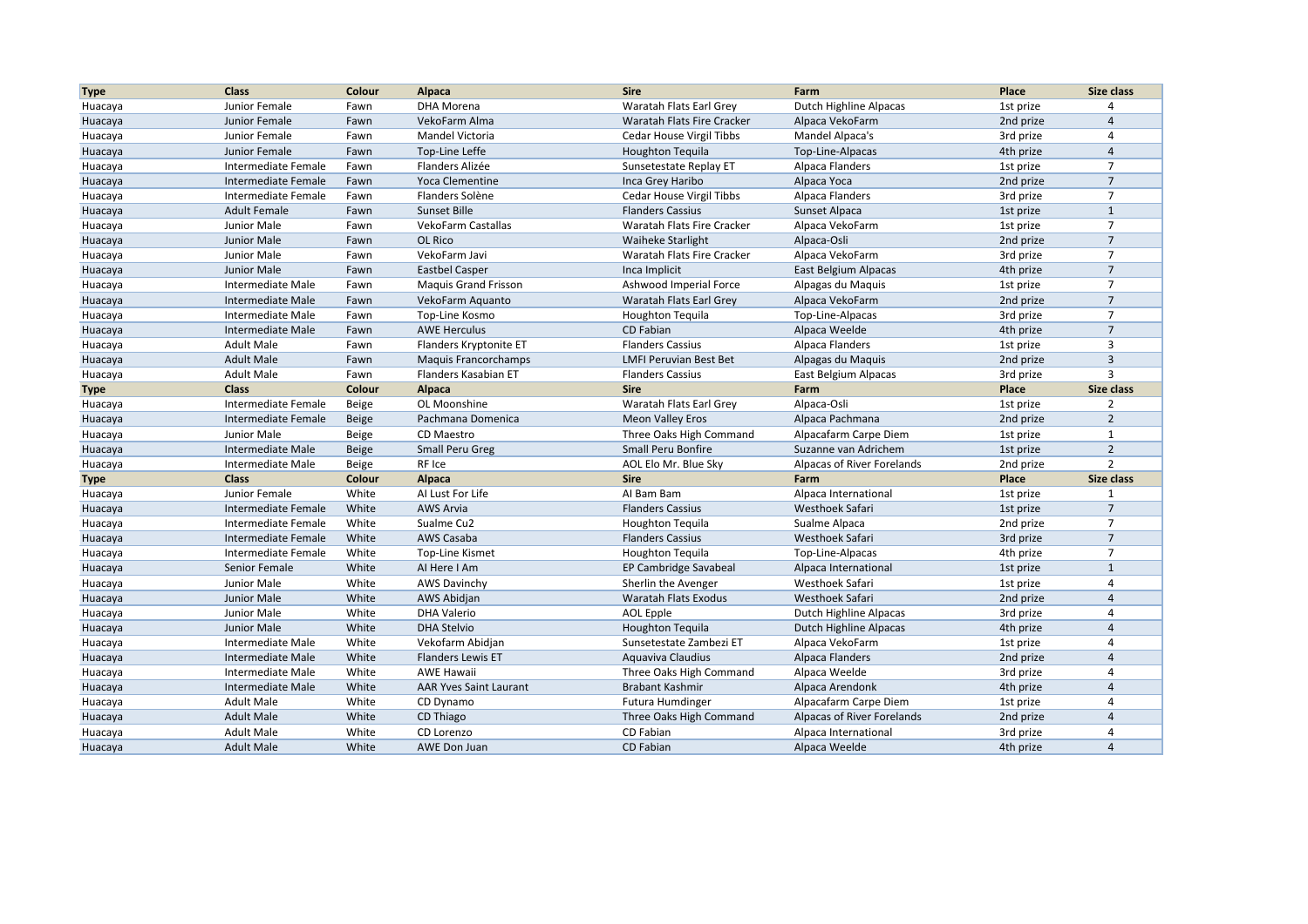| Type | Class | Colour | Alpaca | Sire | Farm | Place | Size class |
|---|---|---|---|---|---|---|---|
| Huacaya | Junior Female | Fawn | DHA Morena | Waratah Flats Earl Grey | Dutch Highline Alpacas | 1st prize | 4 |
| Huacaya | Junior Female | Fawn | VekoFarm Alma | Waratah Flats Fire Cracker | Alpaca VekoFarm | 2nd prize | 4 |
| Huacaya | Junior Female | Fawn | Mandel Victoria | Cedar House Virgil Tibbs | Mandel Alpaca's | 3rd prize | 4 |
| Huacaya | Junior Female | Fawn | Top-Line Leffe | Houghton Tequila | Top-Line-Alpacas | 4th prize | 4 |
| Huacaya | Intermediate Female | Fawn | Flanders Alizée | Sunsetestate Replay ET | Alpaca Flanders | 1st prize | 7 |
| Huacaya | Intermediate Female | Fawn | Yoca Clementine | Inca Grey Haribo | Alpaca Yoca | 2nd prize | 7 |
| Huacaya | Intermediate Female | Fawn | Flanders Solène | Cedar House Virgil Tibbs | Alpaca Flanders | 3rd prize | 7 |
| Huacaya | Adult Female | Fawn | Sunset Bille | Flanders Cassius | Sunset Alpaca | 1st prize | 1 |
| Huacaya | Junior Male | Fawn | VekoFarm Castallas | Waratah Flats Fire Cracker | Alpaca VekoFarm | 1st prize | 7 |
| Huacaya | Junior Male | Fawn | OL Rico | Waiheke Starlight | Alpaca-Osli | 2nd prize | 7 |
| Huacaya | Junior Male | Fawn | VekoFarm Javi | Waratah Flats Fire Cracker | Alpaca VekoFarm | 3rd prize | 7 |
| Huacaya | Junior Male | Fawn | Eastbel Casper | Inca Implicit | East Belgium Alpacas | 4th prize | 7 |
| Huacaya | Intermediate Male | Fawn | Maquis Grand Frisson | Ashwood Imperial Force | Alpagas du Maquis | 1st prize | 7 |
| Huacaya | Intermediate Male | Fawn | VekoFarm Aquanto | Waratah Flats Earl Grey | Alpaca VekoFarm | 2nd prize | 7 |
| Huacaya | Intermediate Male | Fawn | Top-Line Kosmo | Houghton Tequila | Top-Line-Alpacas | 3rd prize | 7 |
| Huacaya | Intermediate Male | Fawn | AWE Herculus | CD Fabian | Alpaca Weelde | 4th prize | 7 |
| Huacaya | Adult Male | Fawn | Flanders Kryptonite ET | Flanders Cassius | Alpaca Flanders | 1st prize | 3 |
| Huacaya | Adult Male | Fawn | Maquis Francorchamps | LMFI Peruvian Best Bet | Alpagas du Maquis | 2nd prize | 3 |
| Huacaya | Adult Male | Fawn | Flanders Kasabian ET | Flanders Cassius | East Belgium Alpacas | 3rd prize | 3 |
| **Type** | **Class** | **Colour** | **Alpaca** | **Sire** | **Farm** | **Place** | **Size class** |
| Huacaya | Intermediate Female | Beige | OL Moonshine | Waratah Flats Earl Grey | Alpaca-Osli | 1st prize | 2 |
| Huacaya | Intermediate Female | Beige | Pachmana Domenica | Meon Valley Eros | Alpaca Pachmana | 2nd prize | 2 |
| Huacaya | Junior Male | Beige | CD Maestro | Three Oaks High Command | Alpacafarm Carpe Diem | 1st prize | 1 |
| Huacaya | Intermediate Male | Beige | Small Peru Greg | Small Peru Bonfire | Suzanne van Adrichem | 1st prize | 2 |
| Huacaya | Intermediate Male | Beige | RF Ice | AOL Elo Mr. Blue Sky | Alpacas of River Forelands | 2nd prize | 2 |
| **Type** | **Class** | **Colour** | **Alpaca** | **Sire** | **Farm** | **Place** | **Size class** |
| Huacaya | Junior Female | White | AI Lust For Life | AI Bam Bam | Alpaca International | 1st prize | 1 |
| Huacaya | Intermediate Female | White | AWS Arvia | Flanders Cassius | Westhoek Safari | 1st prize | 7 |
| Huacaya | Intermediate Female | White | Sualme Cu2 | Houghton Tequila | Sualme Alpaca | 2nd prize | 7 |
| Huacaya | Intermediate Female | White | AWS Casaba | Flanders Cassius | Westhoek Safari | 3rd prize | 7 |
| Huacaya | Intermediate Female | White | Top-Line Kismet | Houghton Tequila | Top-Line-Alpacas | 4th prize | 7 |
| Huacaya | Senior Female | White | AI Here I Am | EP Cambridge Savabeal | Alpaca International | 1st prize | 1 |
| Huacaya | Junior Male | White | AWS Davinchy | Sherlin the Avenger | Westhoek Safari | 1st prize | 4 |
| Huacaya | Junior Male | White | AWS Abidjan | Waratah Flats Exodus | Westhoek Safari | 2nd prize | 4 |
| Huacaya | Junior Male | White | DHA Valerio | AOL Epple | Dutch Highline Alpacas | 3rd prize | 4 |
| Huacaya | Junior Male | White | DHA Stelvio | Houghton Tequila | Dutch Highline Alpacas | 4th prize | 4 |
| Huacaya | Intermediate Male | White | Vekofarm Abidjan | Sunsetestate Zambezi ET | Alpaca VekoFarm | 1st prize | 4 |
| Huacaya | Intermediate Male | White | Flanders Lewis ET | Aquaviva Claudius | Alpaca Flanders | 2nd prize | 4 |
| Huacaya | Intermediate Male | White | AWE Hawaii | Three Oaks High Command | Alpaca Weelde | 3rd prize | 4 |
| Huacaya | Intermediate Male | White | AAR Yves Saint Laurant | Brabant Kashmir | Alpaca Arendonk | 4th prize | 4 |
| Huacaya | Adult Male | White | CD Dynamo | Futura Humdinger | Alpacafarm Carpe Diem | 1st prize | 4 |
| Huacaya | Adult Male | White | CD Thiago | Three Oaks High Command | Alpacas of River Forelands | 2nd prize | 4 |
| Huacaya | Adult Male | White | CD Lorenzo | CD Fabian | Alpaca International | 3rd prize | 4 |
| Huacaya | Adult Male | White | AWE Don Juan | CD Fabian | Alpaca Weelde | 4th prize | 4 |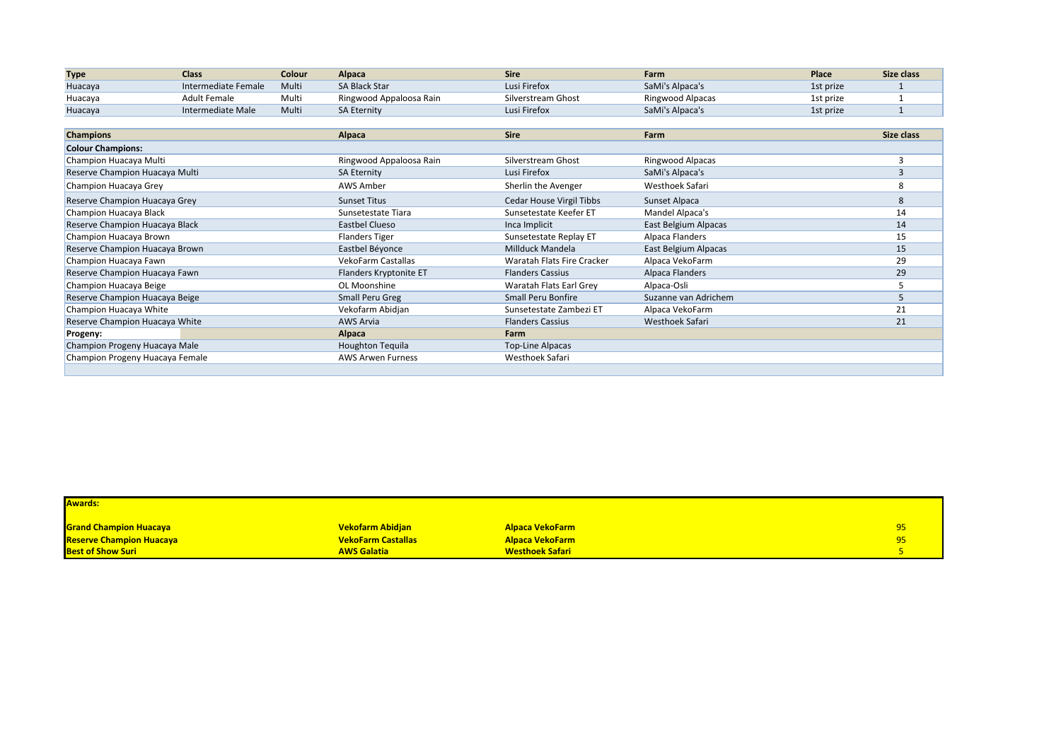| Type | Class | Colour | Alpaca | Sire | Farm | Place | Size class |
|---|---|---|---|---|---|---|---|
| Huacaya | Intermediate Female | Multi | SA Black Star | Lusi Firefox | SaMi's Alpaca's | 1st prize | 1 |
| Huacaya | Adult Female | Multi | Ringwood Appaloosa Rain | Silverstream Ghost | Ringwood Alpacas | 1st prize | 1 |
| Huacaya | Intermediate Male | Multi | SA Eternity | Lusi Firefox | SaMi's Alpaca's | 1st prize | 1 |

| Champions | Alpaca | Sire | Farm | Size class |
|---|---|---|---|---|
| **Colour Champions:** | | | | |
| Champion Huacaya Multi | Ringwood Appaloosa Rain | Silverstream Ghost | Ringwood Alpacas | 3 |
| Reserve Champion Huacaya Multi | SA Eternity | Lusi Firefox | SaMi's Alpaca's | 3 |
| Champion Huacaya Grey | AWS Amber | Sherlin the Avenger | Westhoek Safari | 8 |
| Reserve Champion Huacaya Grey | Sunset Titus | Cedar House Virgil Tibbs | Sunset Alpaca | 8 |
| Champion Huacaya Black | Sunsetestate Tiara | Sunsetestate Keefer ET | Mandel Alpaca's | 14 |
| Reserve Champion Huacaya Black | Eastbel Clueso | Inca Implicit | East Belgium Alpacas | 14 |
| Champion Huacaya Brown | Flanders Tiger | Sunsetestate Replay ET | Alpaca Flanders | 15 |
| Reserve Champion Huacaya Brown | Eastbel Béyonce | Millduck Mandela | East Belgium Alpacas | 15 |
| Champion Huacaya Fawn | VekoFarm Castallas | Waratah Flats Fire Cracker | Alpaca VekoFarm | 29 |
| Reserve Champion Huacaya Fawn | Flanders Kryptonite ET | Flanders Cassius | Alpaca Flanders | 29 |
| Champion Huacaya Beige | OL Moonshine | Waratah Flats Earl Grey | Alpaca-Osli | 5 |
| Reserve Champion Huacaya Beige | Small Peru Greg | Small Peru Bonfire | Suzanne van Adrichem | 5 |
| Champion Huacaya White | Vekofarm Abidjan | Sunsetestate Zambezi ET | Alpaca VekoFarm | 21 |
| Reserve Champion Huacaya White | AWS Arvia | Flanders Cassius | Westhoek Safari | 21 |
| **Progeny:** | **Alpaca** | **Farm** | | |
| Champion Progeny Huacaya Male | Houghton Tequila | Top-Line Alpacas | | |
| Champion Progeny Huacaya Female | AWS Arwen Furness | Westhoek Safari | | |

| **Awards:** | | | |
|---|---|---|---|
| **Grand Champion Huacaya** | **Vekofarm Abidjan** | **Alpaca VekoFarm** | 95 |
| **Reserve Champion Huacaya** | **VekoFarm Castallas** | **Alpaca VekoFarm** | 95 |
| **Best of Show Suri** | **AWS Galatia** | **Westhoek Safari** | 5 |